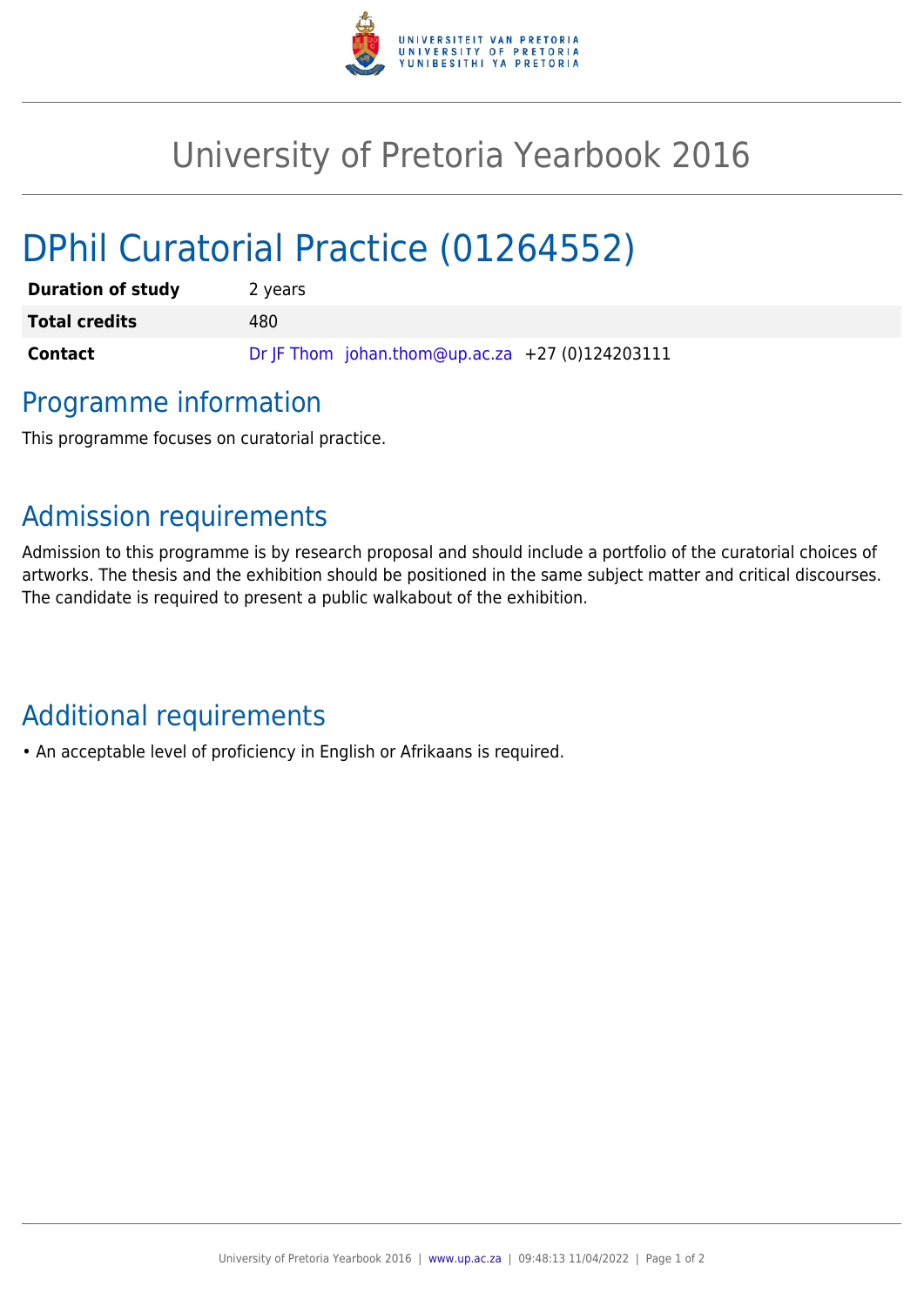# University of Pretoria Yearbook 2016

# DPhil Curatorial Practice (01264552)

| **Duration of study** | 2 years |
| --- | --- |
| **Total credits** | 480 |
| **Contact** | Dr JF Thom johan.thom@up.ac.za +27 (0)124203111 |

## Programme information

This programme focuses on curatorial practice.

## Admission requirements

Admission to this programme is by research proposal and should include a portfolio of the curatorial choices of artworks. The thesis and the exhibition should be positioned in the same subject matter and critical discourses. The candidate is required to present a public walkabout of the exhibition.

## Additional requirements

- An acceptable level of proficiency in English or Afrikaans is required.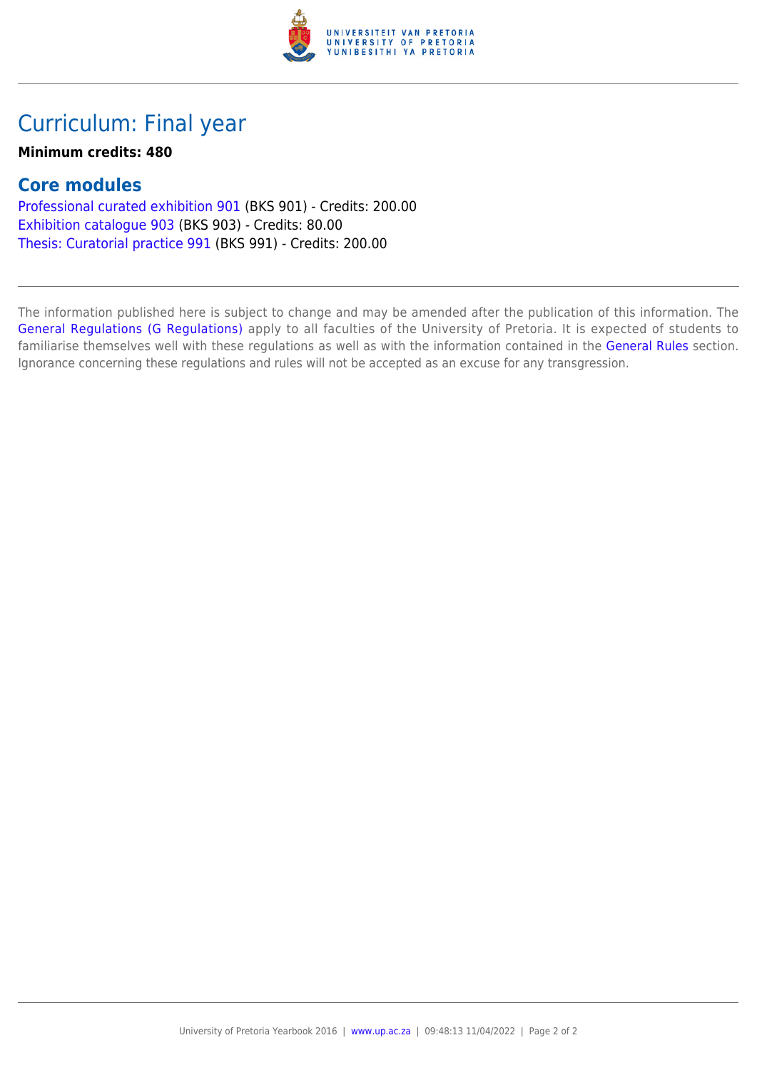# Curriculum: Final year

**Minimum credits: 480**

## Core modules

Professional curated exhibition 901 (BKS 901) - Credits: 200.00
Exhibition catalogue 903 (BKS 903) - Credits: 80.00
Thesis: Curatorial practice 991 (BKS 991) - Credits: 200.00

The information published here is subject to change and may be amended after the publication of this information. The General Regulations (G Regulations) apply to all faculties of the University of Pretoria. It is expected of students to familiarise themselves well with these regulations as well as with the information contained in the General Rules section. Ignorance concerning these regulations and rules will not be accepted as an excuse for any transgression.